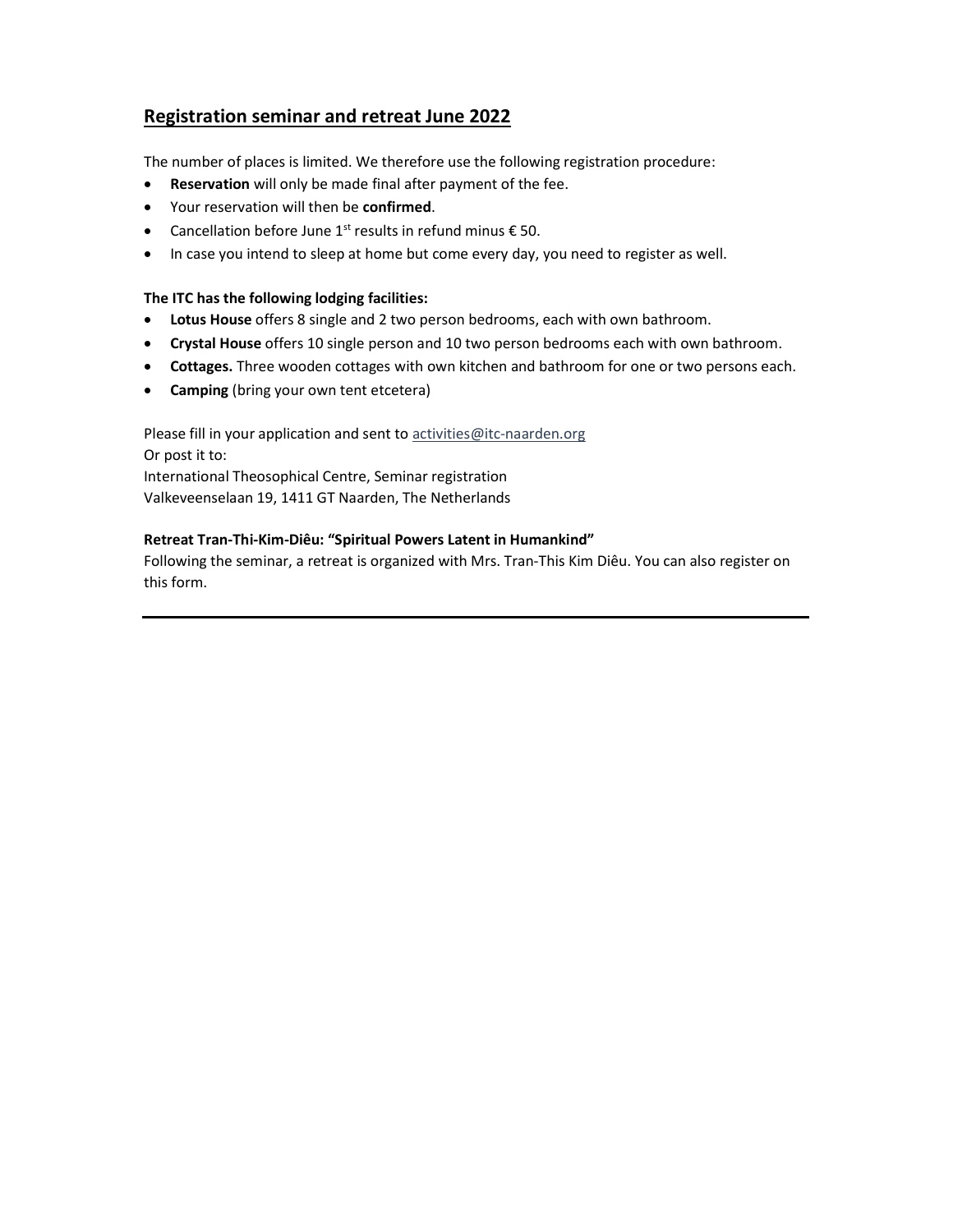## Registration seminar and retreat June 2022

The number of places is limited. We therefore use the following registration procedure:

- **Reservation** will only be made final after payment of the fee.
- Your reservation will then be **confirmed**.
- Cancellation before June 1st results in refund minus € 50.
- In case you intend to sleep at home but come every day, you need to register as well.

**The ITC has the following lodging facilities:**

- **Lotus House** offers 8 single and 2 two person bedrooms, each with own bathroom.
- **Crystal House** offers 10 single person and 10 two person bedrooms each with own bathroom.
- **Cottages.** Three wooden cottages with own kitchen and bathroom for one or two persons each.
- **Camping** (bring your own tent etcetera)

Please fill in your application and sent to activities@itc-naarden.org
Or post it to:
International Theosophical Centre, Seminar registration
Valkeveenselaan 19, 1411 GT Naarden, The Netherlands

**Retreat Tran-Thi-Kim-Diêu: "Spiritual Powers Latent in Humankind"**
Following the seminar, a retreat is organized with Mrs. Tran-This Kim Diêu. You can also register on this form.

---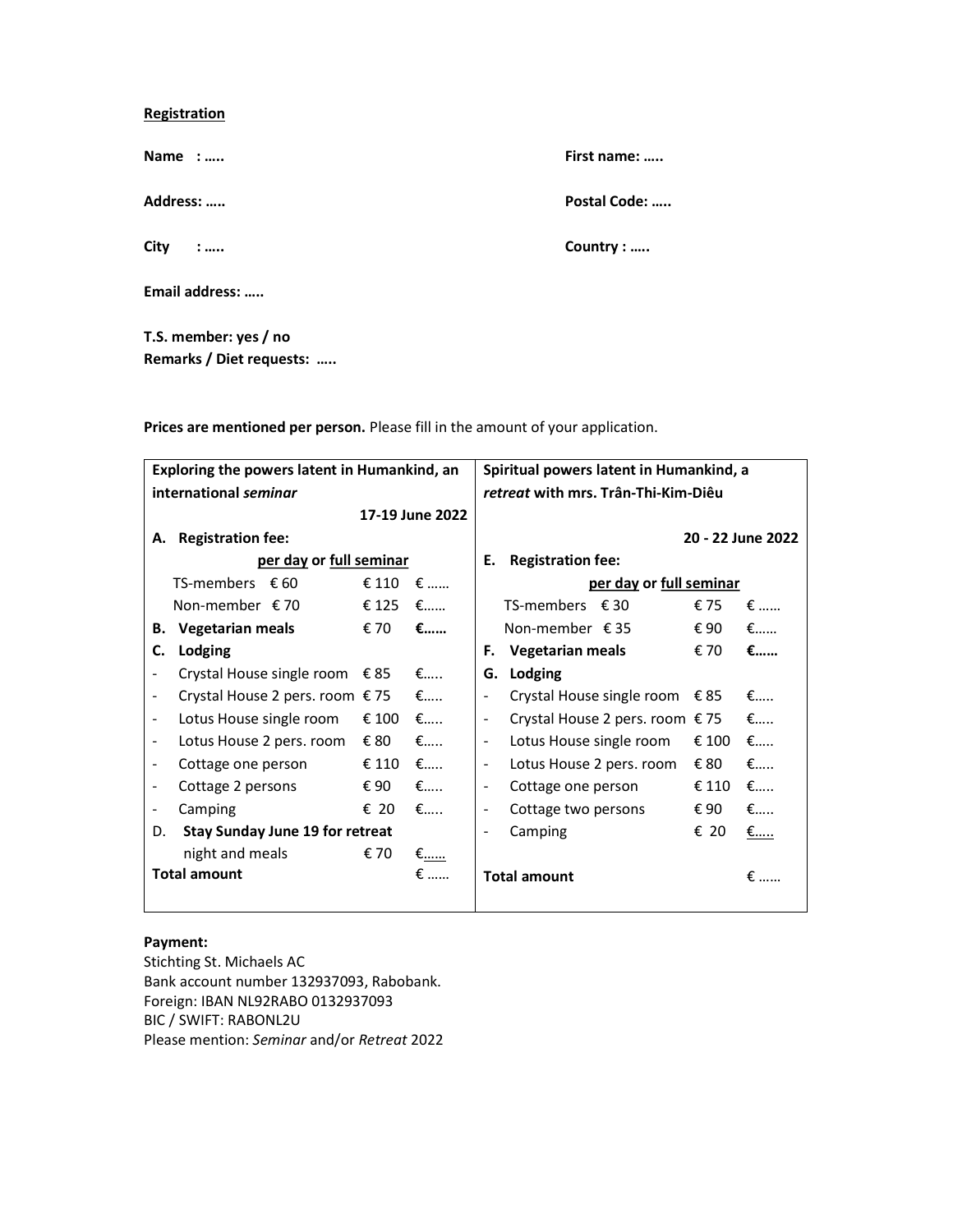**Registration**

**Name : …..** **First name: …..**

**Address: …..** **Postal Code: …..**

**City : …..** **Country : …..**

**Email address: …..**

**T.S. member: yes / no**
**Remarks / Diet requests: …..**

**Prices are mentioned per person.** Please fill in the amount of your application.

| **Exploring the powers latent in Humankind, an international *seminar*** | | | **Spiritual powers latent in Humankind, a *retreat* with mrs. Trân-Thi-Kim-Diêu** | | |
|---|---|---|---|---|---|
| **17-19 June 2022** | | | **20 - 22 June 2022** | | |
| **A. Registration fee:** | | | **E. Registration fee:** | | |
| **per day or full seminar** | | | **per day or full seminar** | | |
| TS-members € 60 | € 110 | € …… | TS-members € 30 | € 75 | € …… |
| Non-member € 70 | € 125 | €…… | Non-member € 35 | € 90 | €…… |
| **B. Vegetarian meals** | € 70 | **€……** | **F. Vegetarian meals** | € 70 | **€……** |
| **C. Lodging** | | | **G. Lodging** | | |
| - Crystal House single room | € 85 | €….. | - Crystal House single room | € 85 | €….. |
| - Crystal House 2 pers. room | € 75 | €….. | - Crystal House 2 pers. room | € 75 | €….. |
| - Lotus House single room | € 100 | €….. | - Lotus House single room | € 100 | €….. |
| - Lotus House 2 pers. room | € 80 | €….. | - Lotus House 2 pers. room | € 80 | €….. |
| - Cottage one person | € 110 | €….. | - Cottage one person | € 110 | €….. |
| - Cottage 2 persons | € 90 | €….. | - Cottage two persons | € 90 | €….. |
| - Camping | € 20 | €….. | - Camping | € 20 | €….. |
| D. **Stay Sunday June 19 for retreat** | | | | | |
| night and meals | € 70 | €…… | | | |
| **Total amount** | | € …… | **Total amount** | | € …… |

**Payment:**
Stichting St. Michaels AC
Bank account number 132937093, Rabobank.
Foreign: IBAN NL92RABO 0132937093
BIC / SWIFT: RABONL2U
Please mention: *Seminar* and/or *Retreat* 2022